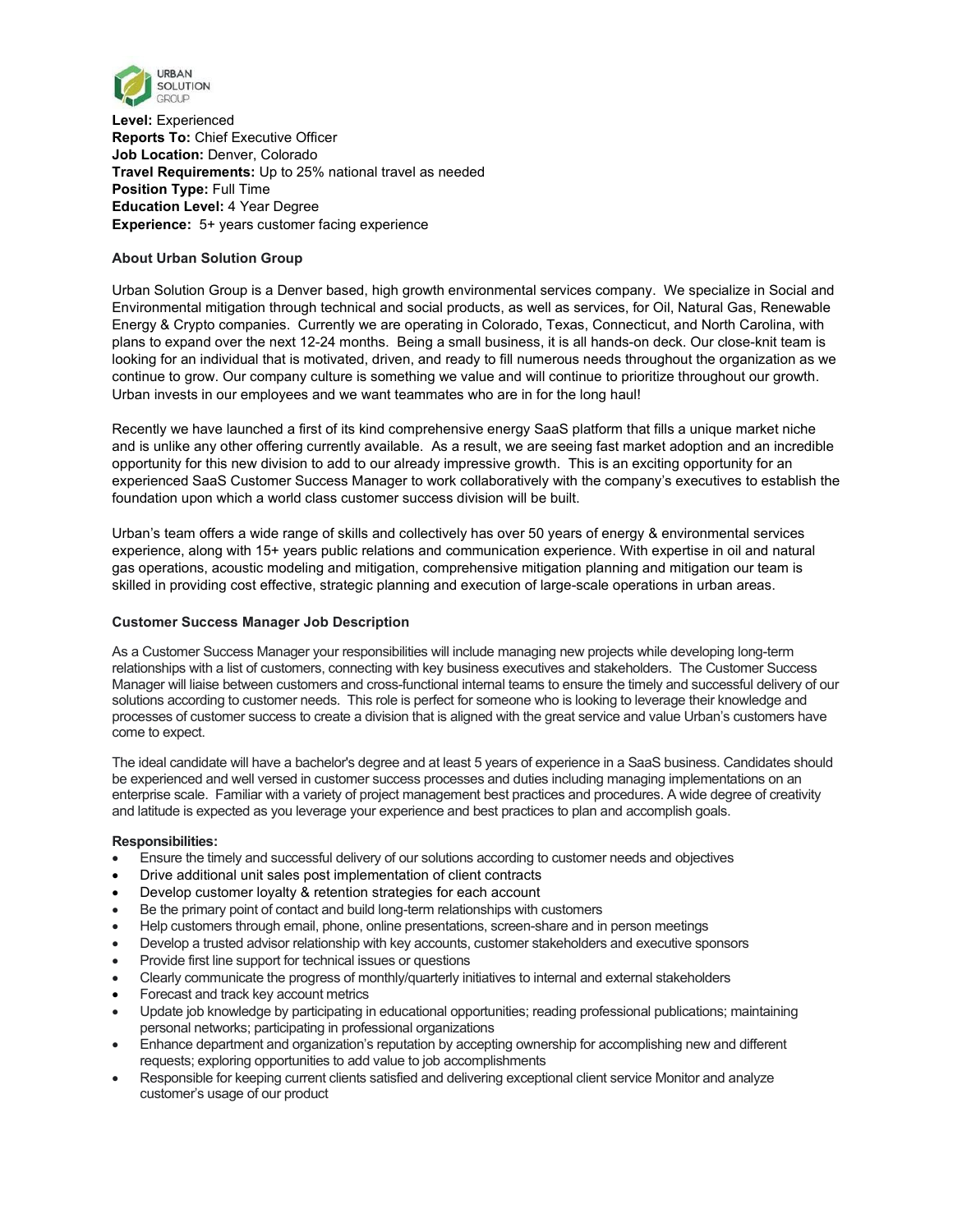**Level:** Experienced
**Reports To:** Chief Executive Officer
**Job Location:** Denver, Colorado
**Travel Requirements:** Up to 25% national travel as needed
**Position Type:** Full Time
**Education Level:** 4 Year Degree
**Experience:** 5+ years customer facing experience

### About Urban Solution Group

Urban Solution Group is a Denver based, high growth environmental services company. We specialize in Social and Environmental mitigation through technical and social products, as well as services, for Oil, Natural Gas, Renewable Energy & Crypto companies. Currently we are operating in Colorado, Texas, Connecticut, and North Carolina, with plans to expand over the next 12-24 months. Being a small business, it is all hands-on deck. Our close-knit team is looking for an individual that is motivated, driven, and ready to fill numerous needs throughout the organization as we continue to grow. Our company culture is something we value and will continue to prioritize throughout our growth. Urban invests in our employees and we want teammates who are in for the long haul!

Recently we have launched a first of its kind comprehensive energy SaaS platform that fills a unique market niche and is unlike any other offering currently available. As a result, we are seeing fast market adoption and an incredible opportunity for this new division to add to our already impressive growth. This is an exciting opportunity for an experienced SaaS Customer Success Manager to work collaboratively with the company's executives to establish the foundation upon which a world class customer success division will be built.

Urban's team offers a wide range of skills and collectively has over 50 years of energy & environmental services experience, along with 15+ years public relations and communication experience. With expertise in oil and natural gas operations, acoustic modeling and mitigation, comprehensive mitigation planning and mitigation our team is skilled in providing cost effective, strategic planning and execution of large-scale operations in urban areas.

### Customer Success Manager Job Description

As a Customer Success Manager your responsibilities will include managing new projects while developing long-term relationships with a list of customers, connecting with key business executives and stakeholders. The Customer Success Manager will liaise between customers and cross-functional internal teams to ensure the timely and successful delivery of our solutions according to customer needs. This role is perfect for someone who is looking to leverage their knowledge and processes of customer success to create a division that is aligned with the great service and value Urban's customers have come to expect.

The ideal candidate will have a bachelor's degree and at least 5 years of experience in a SaaS business. Candidates should be experienced and well versed in customer success processes and duties including managing implementations on an enterprise scale. Familiar with a variety of project management best practices and procedures. A wide degree of creativity and latitude is expected as you leverage your experience and best practices to plan and accomplish goals.

**Responsibilities:**

- Ensure the timely and successful delivery of our solutions according to customer needs and objectives
- Drive additional unit sales post implementation of client contracts
- Develop customer loyalty & retention strategies for each account
- Be the primary point of contact and build long-term relationships with customers
- Help customers through email, phone, online presentations, screen-share and in person meetings
- Develop a trusted advisor relationship with key accounts, customer stakeholders and executive sponsors
- Provide first line support for technical issues or questions
- Clearly communicate the progress of monthly/quarterly initiatives to internal and external stakeholders
- Forecast and track key account metrics
- Update job knowledge by participating in educational opportunities; reading professional publications; maintaining personal networks; participating in professional organizations
- Enhance department and organization's reputation by accepting ownership for accomplishing new and different requests; exploring opportunities to add value to job accomplishments
- Responsible for keeping current clients satisfied and delivering exceptional client service Monitor and analyze customer's usage of our product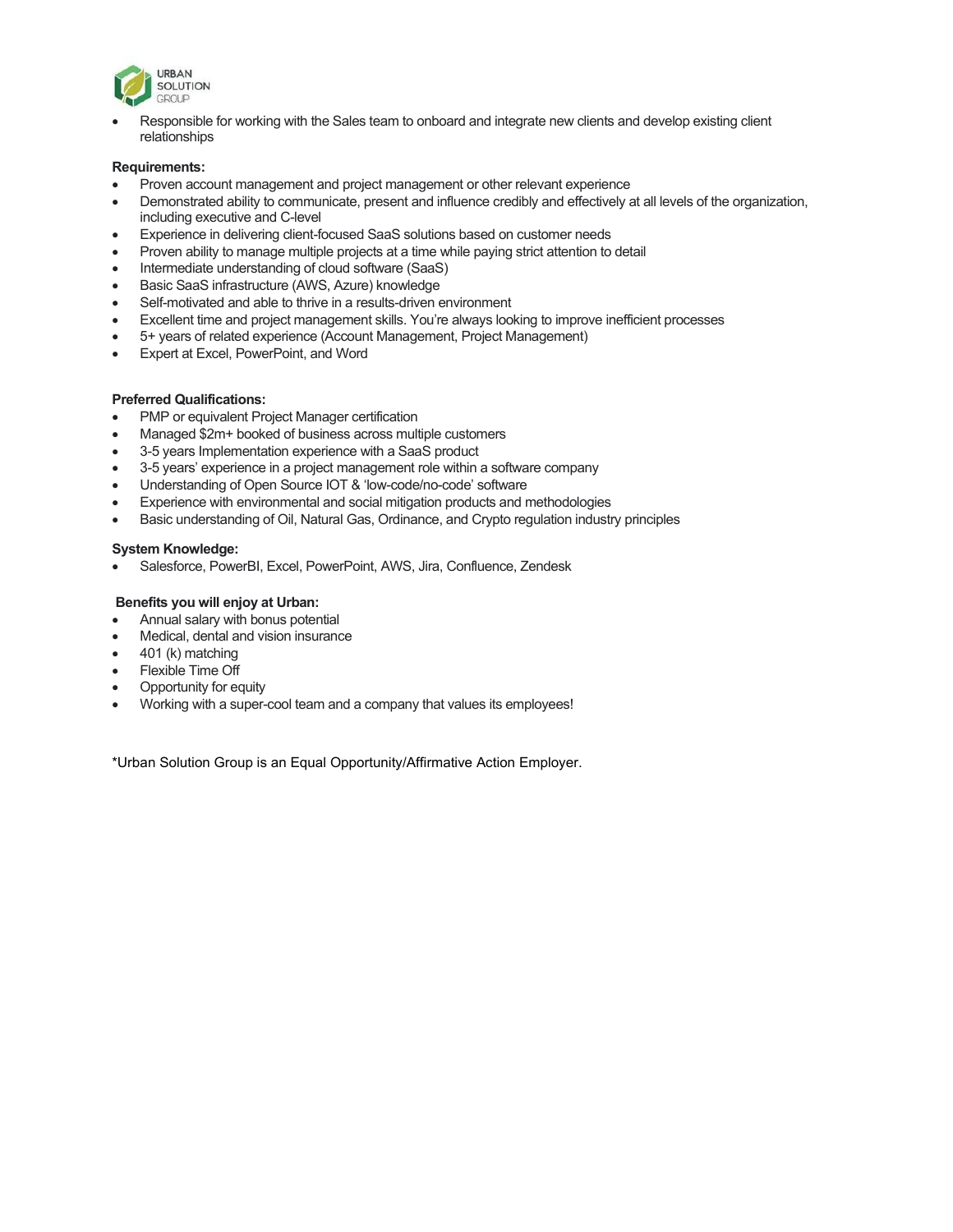- Responsible for working with the Sales team to onboard and integrate new clients and develop existing client relationships

**Requirements:**

- Proven account management and project management or other relevant experience
- Demonstrated ability to communicate, present and influence credibly and effectively at all levels of the organization, including executive and C-level
- Experience in delivering client-focused SaaS solutions based on customer needs
- Proven ability to manage multiple projects at a time while paying strict attention to detail
- Intermediate understanding of cloud software (SaaS)
- Basic SaaS infrastructure (AWS, Azure) knowledge
- Self-motivated and able to thrive in a results-driven environment
- Excellent time and project management skills. You're always looking to improve inefficient processes
- 5+ years of related experience (Account Management, Project Management)
- Expert at Excel, PowerPoint, and Word

**Preferred Qualifications:**

- PMP or equivalent Project Manager certification
- Managed $2m+ booked of business across multiple customers
- 3-5 years Implementation experience with a SaaS product
- 3-5 years' experience in a project management role within a software company
- Understanding of Open Source IOT & 'low-code/no-code' software
- Experience with environmental and social mitigation products and methodologies
- Basic understanding of Oil, Natural Gas, Ordinance, and Crypto regulation industry principles

**System Knowledge:**

- Salesforce, PowerBI, Excel, PowerPoint, AWS, Jira, Confluence, Zendesk

**Benefits you will enjoy at Urban:**

- Annual salary with bonus potential
- Medical, dental and vision insurance
- 401 (k) matching
- Flexible Time Off
- Opportunity for equity
- Working with a super-cool team and a company that values its employees!

*Urban Solution Group is an Equal Opportunity/Affirmative Action Employer.